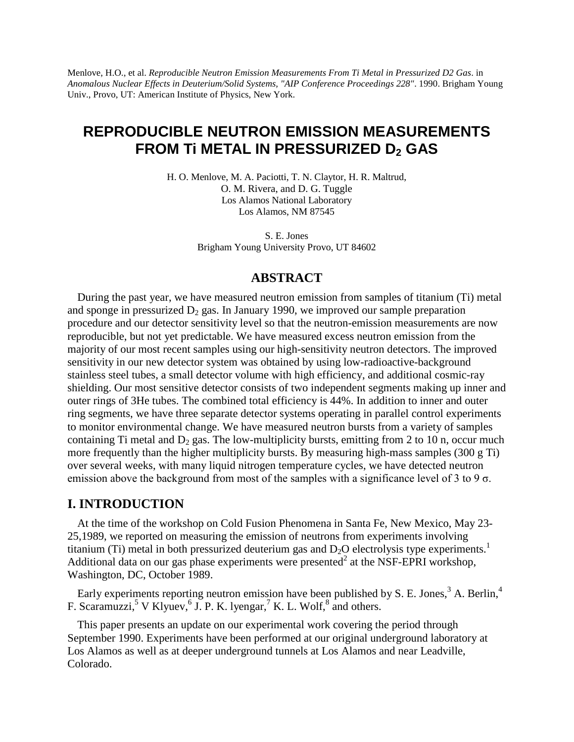Menlove, H.O., et al. *Reproducible Neutron Emission Measurements From Ti Metal in Pressurized D2 Gas*. in *Anomalous Nuclear Effects in Deuterium/Solid Systems, "AIP Conference Proceedings 228"*. 1990. Brigham Young Univ., Provo, UT: American Institute of Physics, New York.

# REPRODUCIBLE NEUTRON EMISSION MEASUREMENTS FROM Ti METAL IN PRESSURIZED $D_2$ GAS

H. O. Menlove, M. A. Paciotti, T. N. Claytor, H. R. Maltrud,
O. M. Rivera, and D. G. Tuggle
Los Alamos National Laboratory
Los Alamos, NM 87545

S. E. Jones
Brigham Young University Provo, UT 84602

## ABSTRACT

During the past year, we have measured neutron emission from samples of titanium (Ti) metal and sponge in pressurized $D_2$ gas. In January 1990, we improved our sample preparation procedure and our detector sensitivity level so that the neutron-emission measurements are now reproducible, but not yet predictable. We have measured excess neutron emission from the majority of our most recent samples using our high-sensitivity neutron detectors. The improved sensitivity in our new detector system was obtained by using low-radioactive-background stainless steel tubes, a small detector volume with high efficiency, and additional cosmic-ray shielding. Our most sensitive detector consists of two independent segments making up inner and outer rings of 3He tubes. The combined total efficiency is 44%. In addition to inner and outer ring segments, we have three separate detector systems operating in parallel control experiments to monitor environmental change. We have measured neutron bursts from a variety of samples containing Ti metal and $D_2$ gas. The low-multiplicity bursts, emitting from 2 to 10 n, occur much more frequently than the higher multiplicity bursts. By measuring high-mass samples (300 g Ti) over several weeks, with many liquid nitrogen temperature cycles, we have detected neutron emission above the background from most of the samples with a significance level of 3 to 9 $\sigma$.

## I. INTRODUCTION

At the time of the workshop on Cold Fusion Phenomena in Santa Fe, New Mexico, May 23-25,1989, we reported on measuring the emission of neutrons from experiments involving titanium (Ti) metal in both pressurized deuterium gas and $D_2O$ electrolysis type experiments.[1] Additional data on our gas phase experiments were presented[2] at the NSF-EPRI workshop, Washington, DC, October 1989.

Early experiments reporting neutron emission have been published by S. E. Jones,[3] A. Berlin,[4] F. Scaramuzzi,[5] V Klyuev,[6] J. P. K. lyengar,[7] K. L. Wolf,[8] and others.

This paper presents an update on our experimental work covering the period through September 1990. Experiments have been performed at our original underground laboratory at Los Alamos as well as at deeper underground tunnels at Los Alamos and near Leadville, Colorado.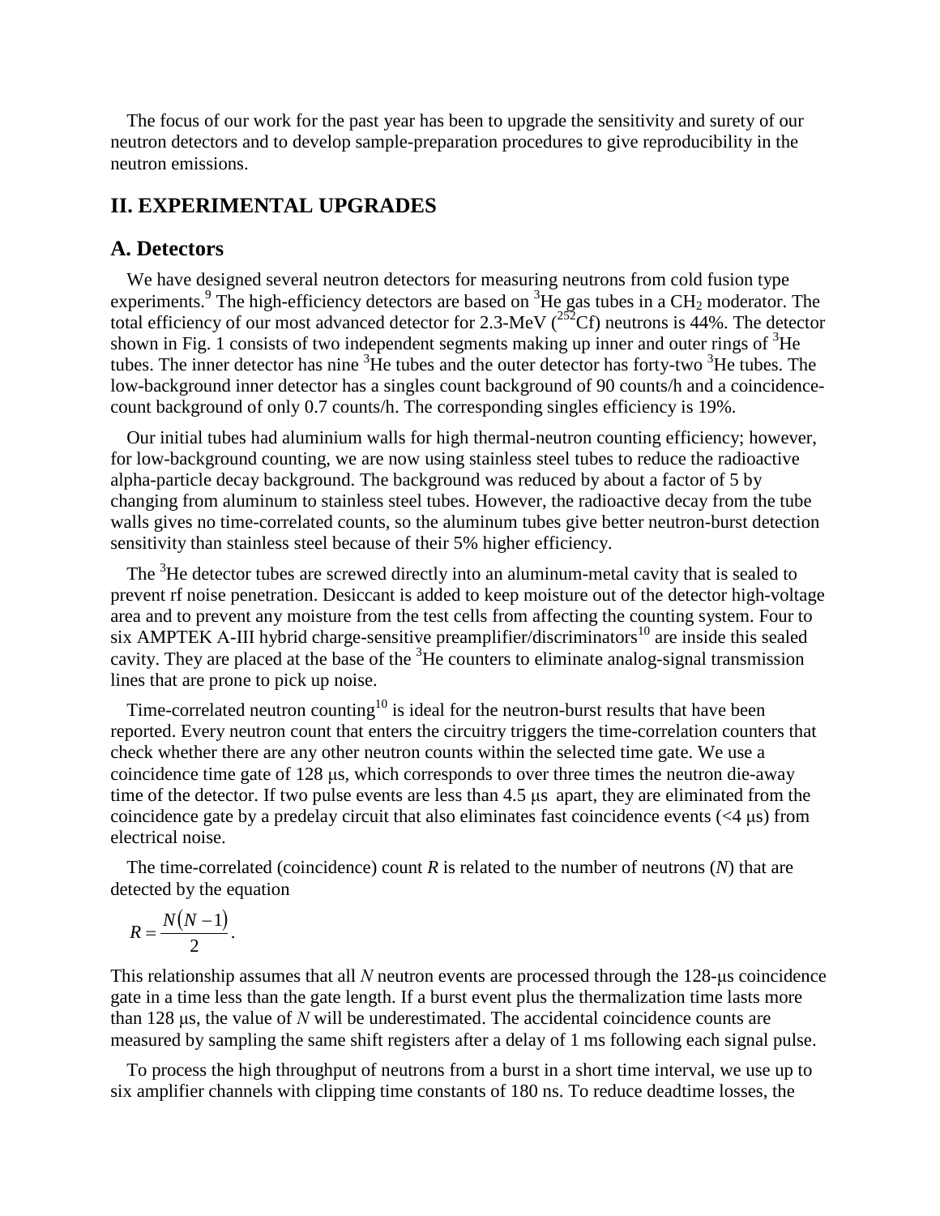The focus of our work for the past year has been to upgrade the sensitivity and surety of our neutron detectors and to develop sample-preparation procedures to give reproducibility in the neutron emissions.

## II. EXPERIMENTAL UPGRADES

### A. Detectors

We have designed several neutron detectors for measuring neutrons from cold fusion type experiments.[9] The high-efficiency detectors are based on $^{3}$He gas tubes in a $CH_2$ moderator. The total efficiency of our most advanced detector for 2.3-MeV ($^{252}$Cf) neutrons is 44%. The detector shown in Fig. 1 consists of two independent segments making up inner and outer rings of $^{3}$He tubes. The inner detector has nine $^{3}$He tubes and the outer detector has forty-two $^{3}$He tubes. The low-background inner detector has a singles count background of 90 counts/h and a coincidence-count background of only 0.7 counts/h. The corresponding singles efficiency is 19%.

Our initial tubes had aluminium walls for high thermal-neutron counting efficiency; however, for low-background counting, we are now using stainless steel tubes to reduce the radioactive alpha-particle decay background. The background was reduced by about a factor of 5 by changing from aluminum to stainless steel tubes. However, the radioactive decay from the tube walls gives no time-correlated counts, so the aluminum tubes give better neutron-burst detection sensitivity than stainless steel because of their 5% higher efficiency.

The $^{3}$He detector tubes are screwed directly into an aluminum-metal cavity that is sealed to prevent rf noise penetration. Desiccant is added to keep moisture out of the detector high-voltage area and to prevent any moisture from the test cells from affecting the counting system. Four to six AMPTEK A-III hybrid charge-sensitive preamplifier/discriminators[10] are inside this sealed cavity. They are placed at the base of the $^{3}$He counters to eliminate analog-signal transmission lines that are prone to pick up noise.

Time-correlated neutron counting[10] is ideal for the neutron-burst results that have been reported. Every neutron count that enters the circuitry triggers the time-correlation counters that check whether there are any other neutron counts within the selected time gate. We use a coincidence time gate of 128 μs, which corresponds to over three times the neutron die-away time of the detector. If two pulse events are less than 4.5 μs apart, they are eliminated from the coincidence gate by a predelay circuit that also eliminates fast coincidence events (<4 μs) from electrical noise.

The time-correlated (coincidence) count $R$ is related to the number of neutrons ($N$) that are detected by the equation

$$R = \frac{N(N-1)}{2}.$$

This relationship assumes that all $N$ neutron events are processed through the 128-μs coincidence gate in a time less than the gate length. If a burst event plus the thermalization time lasts more than 128 μs, the value of $N$ will be underestimated. The accidental coincidence counts are measured by sampling the same shift registers after a delay of 1 ms following each signal pulse.

To process the high throughput of neutrons from a burst in a short time interval, we use up to six amplifier channels with clipping time constants of 180 ns. To reduce deadtime losses, the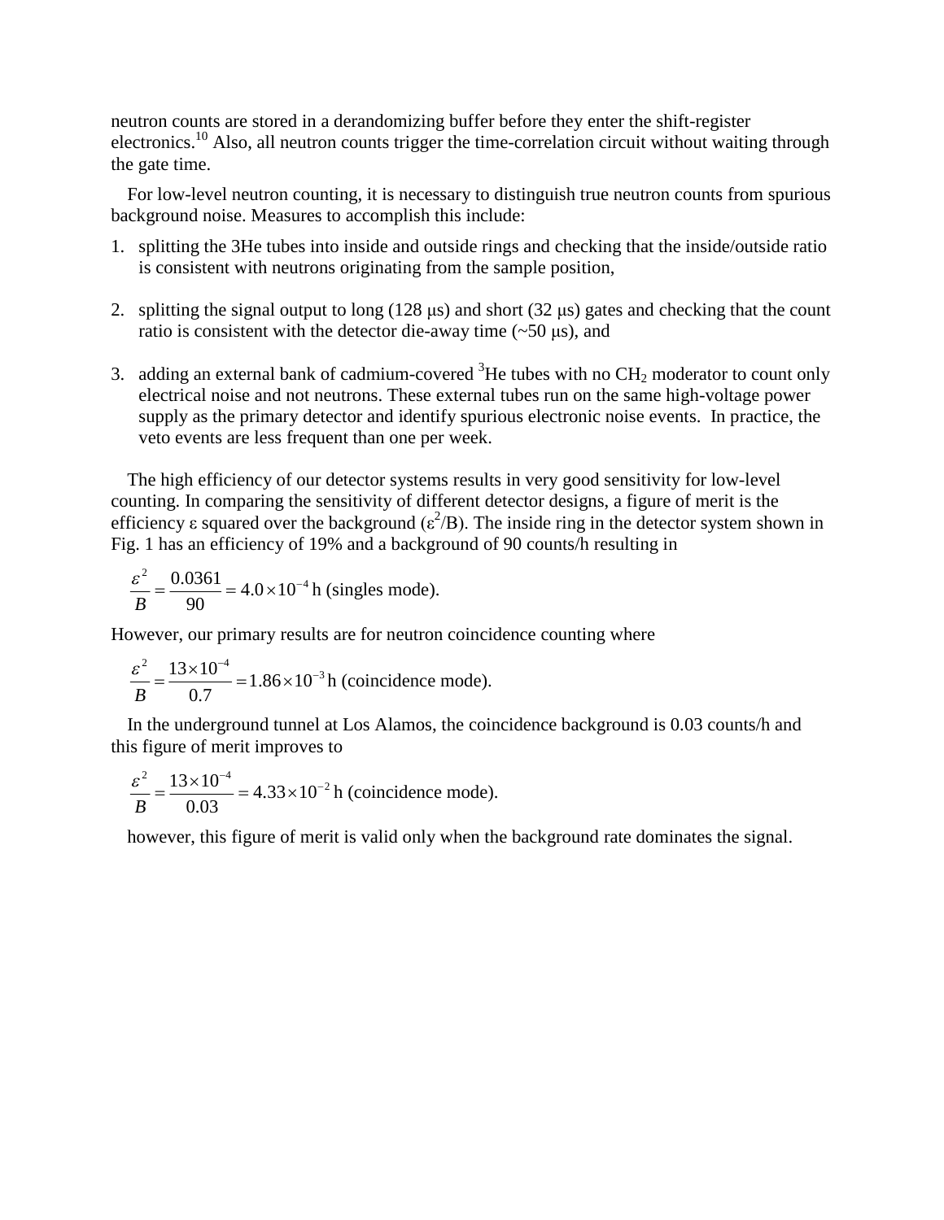neutron counts are stored in a derandomizing buffer before they enter the shift-register electronics.[10] Also, all neutron counts trigger the time-correlation circuit without waiting through the gate time.

For low-level neutron counting, it is necessary to distinguish true neutron counts from spurious background noise. Measures to accomplish this include:

1. splitting the 3He tubes into inside and outside rings and checking that the inside/outside ratio is consistent with neutrons originating from the sample position,
2. splitting the signal output to long (128 μs) and short (32 μs) gates and checking that the count ratio is consistent with the detector die-away time (~50 μs), and
3. adding an external bank of cadmium-covered $^3$He tubes with no $CH_2$ moderator to count only electrical noise and not neutrons. These external tubes run on the same high-voltage power supply as the primary detector and identify spurious electronic noise events. In practice, the veto events are less frequent than one per week.

The high efficiency of our detector systems results in very good sensitivity for low-level counting. In comparing the sensitivity of different detector designs, a figure of merit is the efficiency ε squared over the background ($\varepsilon^2$/B). The inside ring in the detector system shown in Fig. 1 has an efficiency of 19% and a background of 90 counts/h resulting in

$$\frac{\varepsilon^2}{B} = \frac{0.0361}{90} = 4.0 \times 10^{-4}\,\text{h (singles mode)}.$$

However, our primary results are for neutron coincidence counting where

$$\frac{\varepsilon^2}{B} = \frac{13 \times 10^{-4}}{0.7} = 1.86 \times 10^{-3}\,\text{h (coincidence mode)}.$$

In the underground tunnel at Los Alamos, the coincidence background is 0.03 counts/h and this figure of merit improves to

$$\frac{\varepsilon^2}{B} = \frac{13 \times 10^{-4}}{0.03} = 4.33 \times 10^{-2}\,\text{h (coincidence mode)}.$$

however, this figure of merit is valid only when the background rate dominates the signal.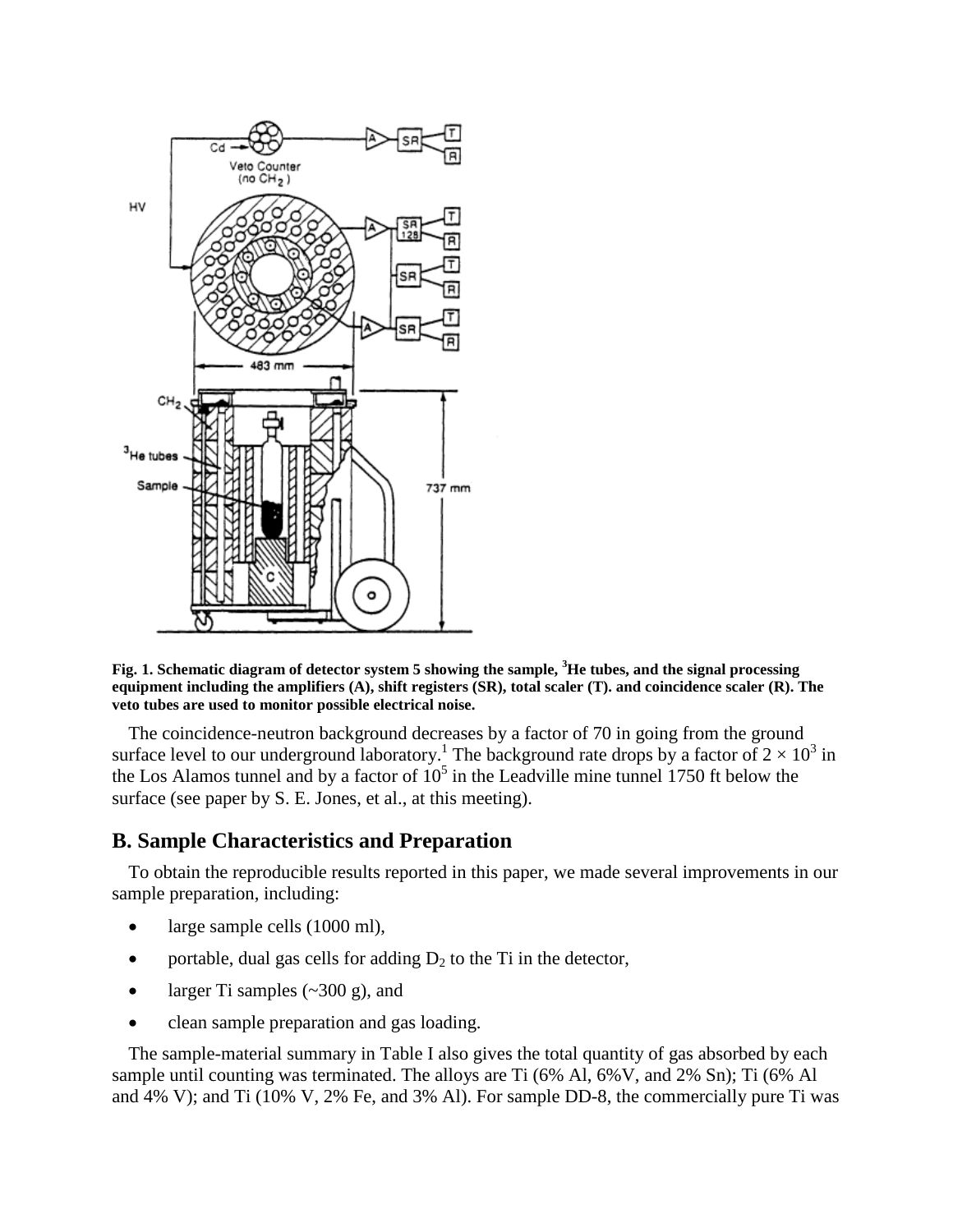Fig. 1. Schematic diagram of detector system 5 showing the sample, $^3$He tubes, and the signal processing equipment including the amplifiers (A), shift registers (SR), total scaler (T). and coincidence scaler (R). The veto tubes are used to monitor possible electrical noise.

The coincidence-neutron background decreases by a factor of 70 in going from the ground surface level to our underground laboratory.[1] The background rate drops by a factor of $2 \times 10^3$ in the Los Alamos tunnel and by a factor of $10^5$ in the Leadville mine tunnel 1750 ft below the surface (see paper by S. E. Jones, et al., at this meeting).

## B. Sample Characteristics and Preparation

To obtain the reproducible results reported in this paper, we made several improvements in our sample preparation, including:

- large sample cells (1000 ml),
- portable, dual gas cells for adding $D_2$ to the Ti in the detector,
- larger Ti samples (~300 g), and
- clean sample preparation and gas loading.

The sample-material summary in Table I also gives the total quantity of gas absorbed by each sample until counting was terminated. The alloys are Ti (6% Al, 6%V, and 2% Sn); Ti (6% Al and 4% V); and Ti (10% V, 2% Fe, and 3% Al). For sample DD-8, the commercially pure Ti was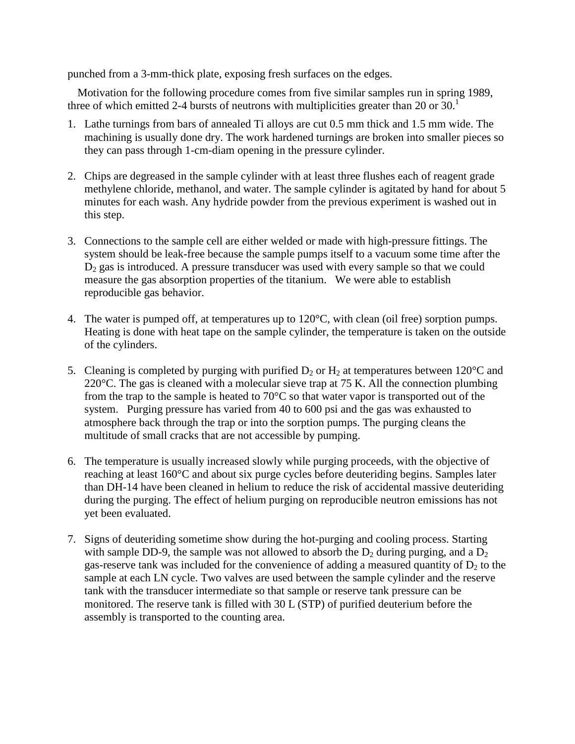punched from a 3-mm-thick plate, exposing fresh surfaces on the edges.

Motivation for the following procedure comes from five similar samples run in spring 1989, three of which emitted 2-4 bursts of neutrons with multiplicities greater than 20 or 30.[1]

1. Lathe turnings from bars of annealed Ti alloys are cut 0.5 mm thick and 1.5 mm wide. The machining is usually done dry. The work hardened turnings are broken into smaller pieces so they can pass through 1-cm-diam opening in the pressure cylinder.

2. Chips are degreased in the sample cylinder with at least three flushes each of reagent grade methylene chloride, methanol, and water. The sample cylinder is agitated by hand for about 5 minutes for each wash. Any hydride powder from the previous experiment is washed out in this step.

3. Connections to the sample cell are either welded or made with high-pressure fittings. The system should be leak-free because the sample pumps itself to a vacuum some time after the $D_2$ gas is introduced. A pressure transducer was used with every sample so that we could measure the gas absorption properties of the titanium. We were able to establish reproducible gas behavior.

4. The water is pumped off, at temperatures up to 120°C, with clean (oil free) sorption pumps. Heating is done with heat tape on the sample cylinder, the temperature is taken on the outside of the cylinders.

5. Cleaning is completed by purging with purified $D_2$ or $H_2$ at temperatures between 120°C and 220°C. The gas is cleaned with a molecular sieve trap at 75 K. All the connection plumbing from the trap to the sample is heated to 70°C so that water vapor is transported out of the system. Purging pressure has varied from 40 to 600 psi and the gas was exhausted to atmosphere back through the trap or into the sorption pumps. The purging cleans the multitude of small cracks that are not accessible by pumping.

6. The temperature is usually increased slowly while purging proceeds, with the objective of reaching at least 160°C and about six purge cycles before deuteriding begins. Samples later than DH-14 have been cleaned in helium to reduce the risk of accidental massive deuteriding during the purging. The effect of helium purging on reproducible neutron emissions has not yet been evaluated.

7. Signs of deuteriding sometime show during the hot-purging and cooling process. Starting with sample DD-9, the sample was not allowed to absorb the $D_2$ during purging, and a $D_2$ gas-reserve tank was included for the convenience of adding a measured quantity of $D_2$ to the sample at each LN cycle. Two valves are used between the sample cylinder and the reserve tank with the transducer intermediate so that sample or reserve tank pressure can be monitored. The reserve tank is filled with 30 L (STP) of purified deuterium before the assembly is transported to the counting area.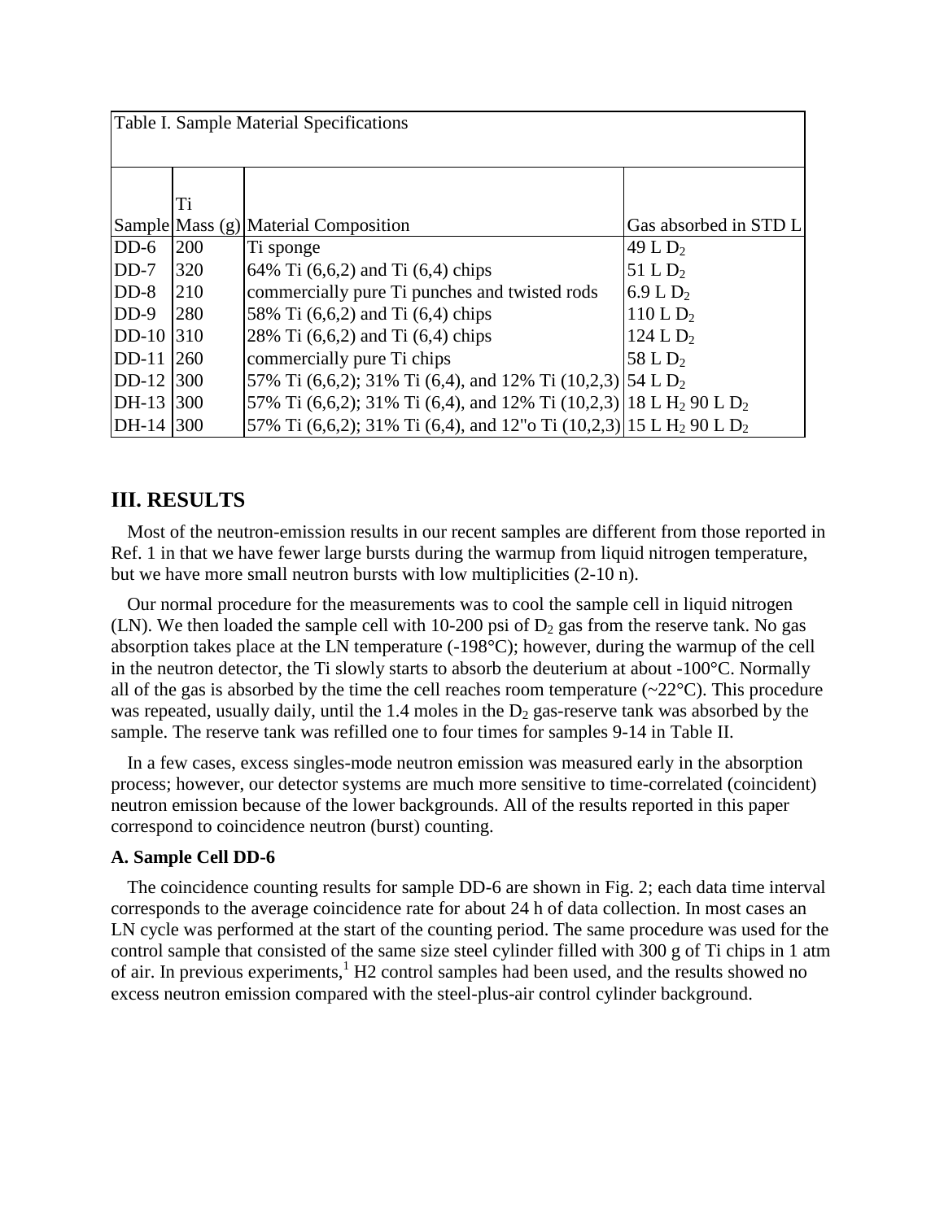| Table I. Sample Material Specifications | | | |
|---|---|---|---|
| Sample | Ti Mass (g) | Material Composition | Gas absorbed in STD L |
| DD-6 | 200 | Ti sponge | 49 L $D_2$ |
| DD-7 | 320 | 64% Ti (6,6,2) and Ti (6,4) chips | 51 L $D_2$ |
| DD-8 | 210 | commercially pure Ti punches and twisted rods | 6.9 L $D_2$ |
| DD-9 | 280 | 58% Ti (6,6,2) and Ti (6,4) chips | 110 L $D_2$ |
| DD-10 | 310 | 28% Ti (6,6,2) and Ti (6,4) chips | 124 L $D_2$ |
| DD-11 | 260 | commercially pure Ti chips | 58 L $D_2$ |
| DD-12 | 300 | 57% Ti (6,6,2); 31% Ti (6,4), and 12% Ti (10,2,3) | 54 L $D_2$ |
| DH-13 | 300 | 57% Ti (6,6,2); 31% Ti (6,4), and 12% Ti (10,2,3) | 18 L $H_2$ 90 L $D_2$ |
| DH-14 | 300 | 57% Ti (6,6,2); 31% Ti (6,4), and 12"o Ti (10,2,3) | 15 L $H_2$ 90 L $D_2$ |

## III. RESULTS

Most of the neutron-emission results in our recent samples are different from those reported in Ref. 1 in that we have fewer large bursts during the warmup from liquid nitrogen temperature, but we have more small neutron bursts with low multiplicities (2-10 n).

Our normal procedure for the measurements was to cool the sample cell in liquid nitrogen (LN). We then loaded the sample cell with 10-200 psi of $D_2$ gas from the reserve tank. No gas absorption takes place at the LN temperature (-198°C); however, during the warmup of the cell in the neutron detector, the Ti slowly starts to absorb the deuterium at about -100°C. Normally all of the gas is absorbed by the time the cell reaches room temperature (~22°C). This procedure was repeated, usually daily, until the 1.4 moles in the $D_2$ gas-reserve tank was absorbed by the sample. The reserve tank was refilled one to four times for samples 9-14 in Table II.

In a few cases, excess singles-mode neutron emission was measured early in the absorption process; however, our detector systems are much more sensitive to time-correlated (coincident) neutron emission because of the lower backgrounds. All of the results reported in this paper correspond to coincidence neutron (burst) counting.

### A. Sample Cell DD-6

The coincidence counting results for sample DD-6 are shown in Fig. 2; each data time interval corresponds to the average coincidence rate for about 24 h of data collection. In most cases an LN cycle was performed at the start of the counting period. The same procedure was used for the control sample that consisted of the same size steel cylinder filled with 300 g of Ti chips in 1 atm of air. In previous experiments,[1] H2 control samples had been used, and the results showed no excess neutron emission compared with the steel-plus-air control cylinder background.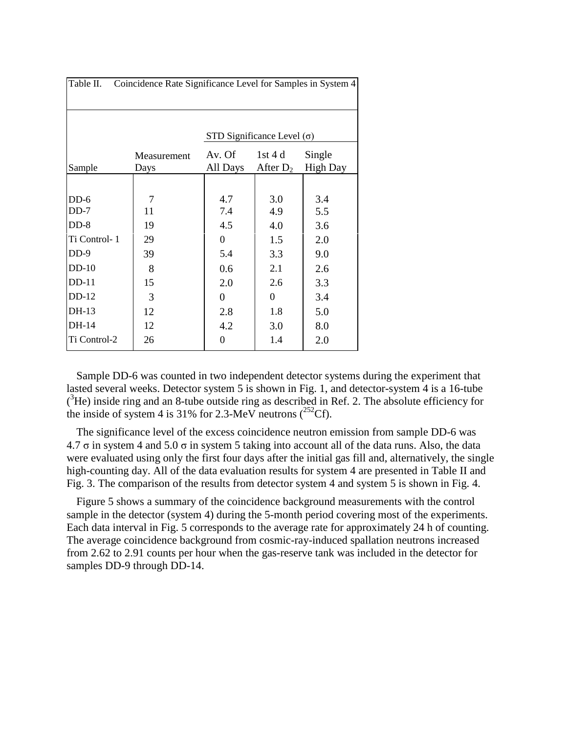Table II. Coincidence Rate Significance Level for Samples in System 4

| Sample | Measurement Days | STD Significance Level (σ) Av. Of All Days | 1st 4 d After $D_2$ | Single High Day |
|---|---|---|---|---|
| DD-6 | 7 | 4.7 | 3.0 | 3.4 |
| DD-7 | 11 | 7.4 | 4.9 | 5.5 |
| DD-8 | 19 | 4.5 | 4.0 | 3.6 |
| Ti Control- 1 | 29 | 0 | 1.5 | 2.0 |
| DD-9 | 39 | 5.4 | 3.3 | 9.0 |
| DD-10 | 8 | 0.6 | 2.1 | 2.6 |
| DD-11 | 15 | 2.0 | 2.6 | 3.3 |
| DD-12 | 3 | 0 | 0 | 3.4 |
| DH-13 | 12 | 2.8 | 1.8 | 5.0 |
| DH-14 | 12 | 4.2 | 3.0 | 8.0 |
| Ti Control-2 | 26 | 0 | 1.4 | 2.0 |

Sample DD-6 was counted in two independent detector systems during the experiment that lasted several weeks. Detector system 5 is shown in Fig. 1, and detector-system 4 is a 16-tube ($^3$He) inside ring and an 8-tube outside ring as described in Ref. 2. The absolute efficiency for the inside of system 4 is 31% for 2.3-MeV neutrons ($^{252}$Cf).

The significance level of the excess coincidence neutron emission from sample DD-6 was 4.7 σ in system 4 and 5.0 σ in system 5 taking into account all of the data runs. Also, the data were evaluated using only the first four days after the initial gas fill and, alternatively, the single high-counting day. All of the data evaluation results for system 4 are presented in Table II and Fig. 3. The comparison of the results from detector system 4 and system 5 is shown in Fig. 4.

Figure 5 shows a summary of the coincidence background measurements with the control sample in the detector (system 4) during the 5-month period covering most of the experiments. Each data interval in Fig. 5 corresponds to the average rate for approximately 24 h of counting. The average coincidence background from cosmic-ray-induced spallation neutrons increased from 2.62 to 2.91 counts per hour when the gas-reserve tank was included in the detector for samples DD-9 through DD-14.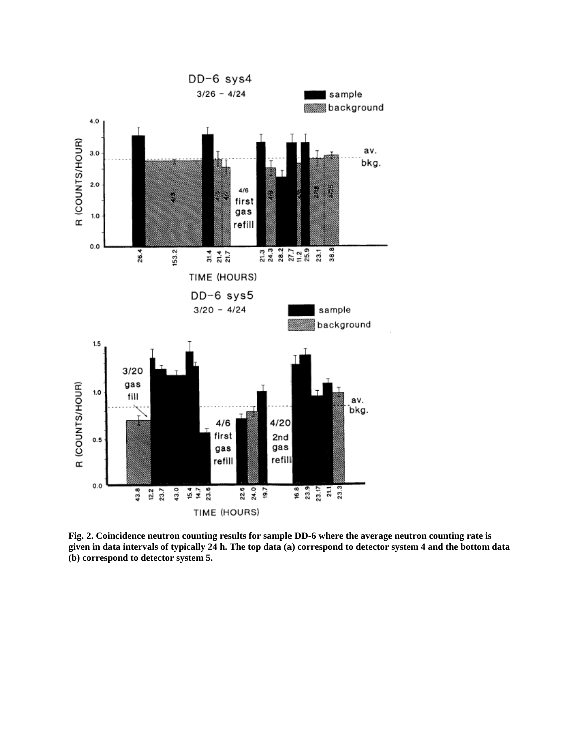**Fig. 2. Coincidence neutron counting results for sample DD-6 where the average neutron counting rate is given in data intervals of typically 24 h. The top data (a) correspond to detector system 4 and the bottom data (b) correspond to detector system 5.**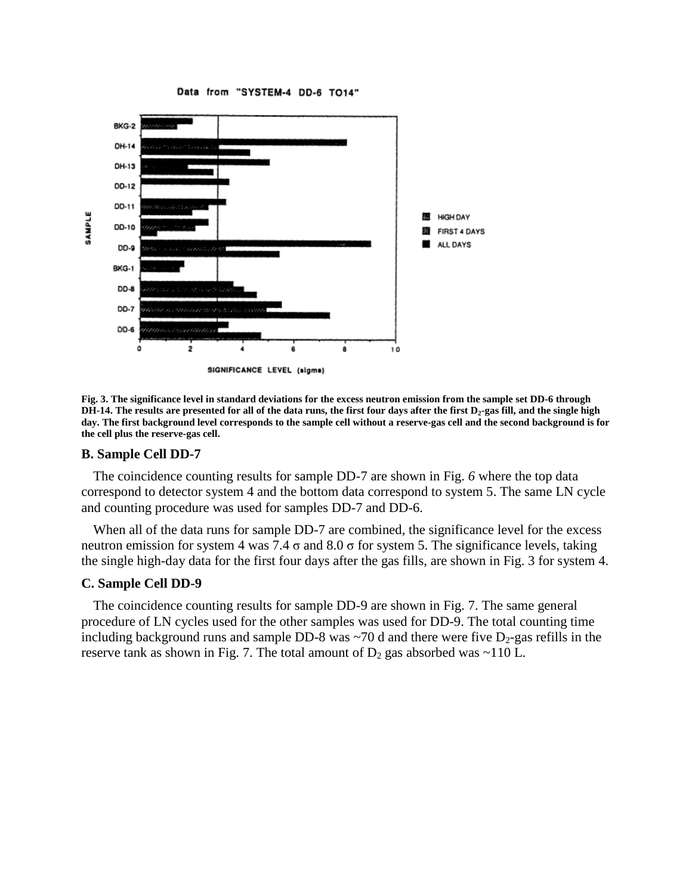Data from "SYSTEM-4 DD-6 TO14"

**Fig. 3. The significance level in standard deviations for the excess neutron emission from the sample set DD-6 through DH-14. The results are presented for all of the data runs, the first four days after the first $D_2$-gas fill, and the single high day. The first background level corresponds to the sample cell without a reserve-gas cell and the second background is for the cell plus the reserve-gas cell.**

### B. Sample Cell DD-7

The coincidence counting results for sample DD-7 are shown in Fig. *6* where the top data correspond to detector system 4 and the bottom data correspond to system 5. The same LN cycle and counting procedure was used for samples DD-7 and DD-6.

When all of the data runs for sample DD-7 are combined, the significance level for the excess neutron emission for system 4 was 7.4 σ and 8.0 σ for system 5. The significance levels, taking the single high-day data for the first four days after the gas fills, are shown in Fig. 3 for system 4.

### C. Sample Cell DD-9

The coincidence counting results for sample DD-9 are shown in Fig. 7. The same general procedure of LN cycles used for the other samples was used for DD-9. The total counting time including background runs and sample DD-8 was ~70 d and there were five $D_2$-gas refills in the reserve tank as shown in Fig. 7. The total amount of $D_2$ gas absorbed was ~110 L.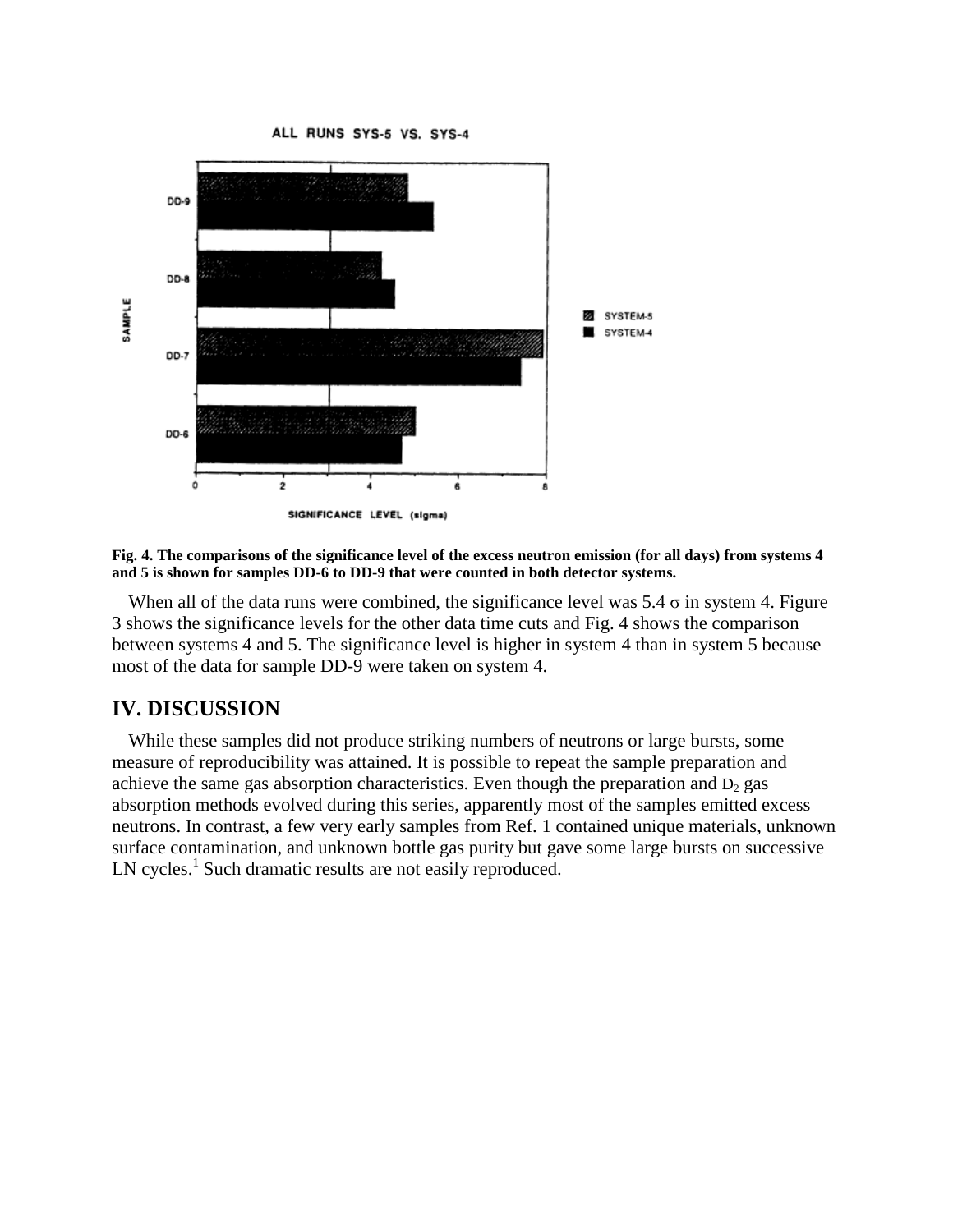**Fig. 4. The comparisons of the significance level of the excess neutron emission (for all days) from systems 4 and 5 is shown for samples DD-6 to DD-9 that were counted in both detector systems.**

When all of the data runs were combined, the significance level was 5.4 σ in system 4. Figure 3 shows the significance levels for the other data time cuts and Fig. 4 shows the comparison between systems 4 and 5. The significance level is higher in system 4 than in system 5 because most of the data for sample DD-9 were taken on system 4.

## IV. DISCUSSION

While these samples did not produce striking numbers of neutrons or large bursts, some measure of reproducibility was attained. It is possible to repeat the sample preparation and achieve the same gas absorption characteristics. Even though the preparation and $D_2$ gas absorption methods evolved during this series, apparently most of the samples emitted excess neutrons. In contrast, a few very early samples from Ref. 1 contained unique materials, unknown surface contamination, and unknown bottle gas purity but gave some large bursts on successive LN cycles.[1] Such dramatic results are not easily reproduced.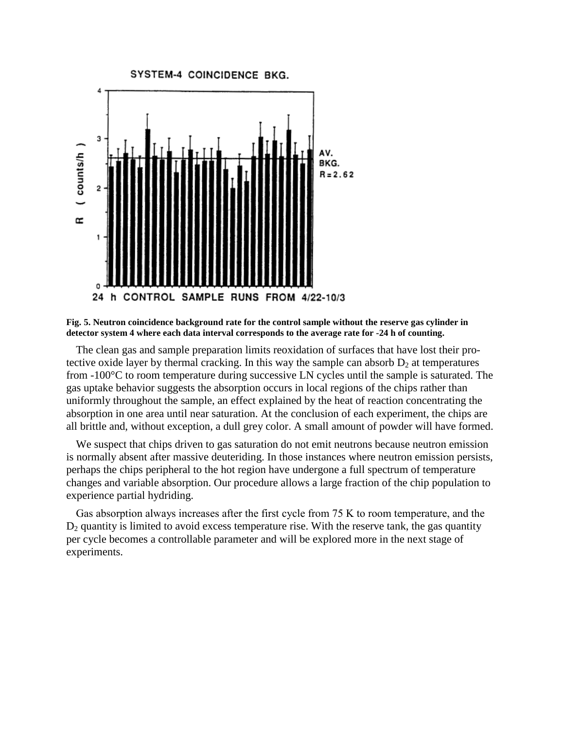**Fig. 5. Neutron coincidence background rate for the control sample without the reserve gas cylinder in detector system 4 where each data interval corresponds to the average rate for -24 h of counting.**

The clean gas and sample preparation limits reoxidation of surfaces that have lost their protective oxide layer by thermal cracking. In this way the sample can absorb $D_2$ at temperatures from -100°C to room temperature during successive LN cycles until the sample is saturated. The gas uptake behavior suggests the absorption occurs in local regions of the chips rather than uniformly throughout the sample, an effect explained by the heat of reaction concentrating the absorption in one area until near saturation. At the conclusion of each experiment, the chips are all brittle and, without exception, a dull grey color. A small amount of powder will have formed.

We suspect that chips driven to gas saturation do not emit neutrons because neutron emission is normally absent after massive deuteriding. In those instances where neutron emission persists, perhaps the chips peripheral to the hot region have undergone a full spectrum of temperature changes and variable absorption. Our procedure allows a large fraction of the chip population to experience partial hydriding.

Gas absorption always increases after the first cycle from 75 K to room temperature, and the $D_2$ quantity is limited to avoid excess temperature rise. With the reserve tank, the gas quantity per cycle becomes a controllable parameter and will be explored more in the next stage of experiments.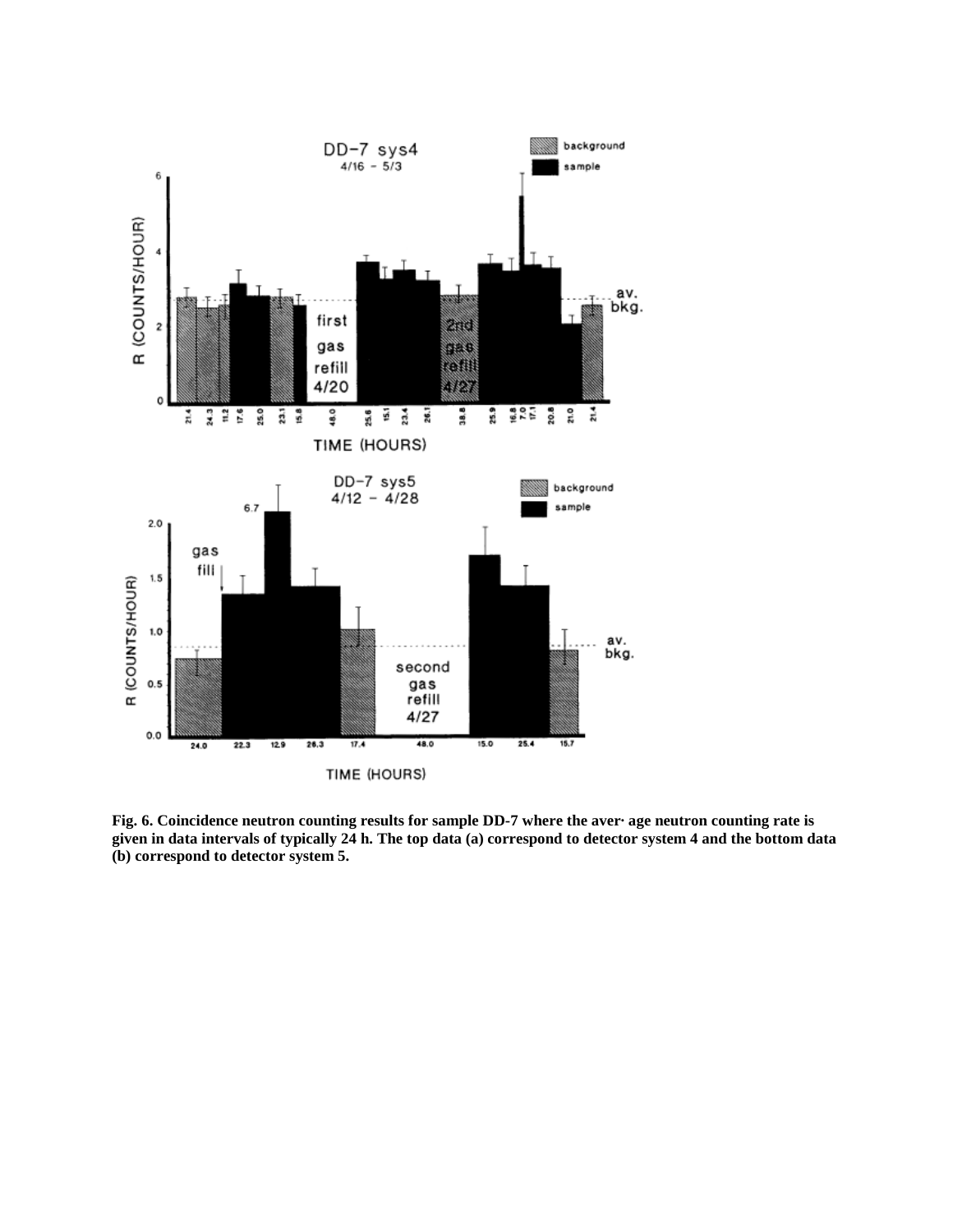**Fig. 6. Coincidence neutron counting results for sample DD-7 where the aver· age neutron counting rate is given in data intervals of typically 24 h. The top data (a) correspond to detector system 4 and the bottom data (b) correspond to detector system 5.**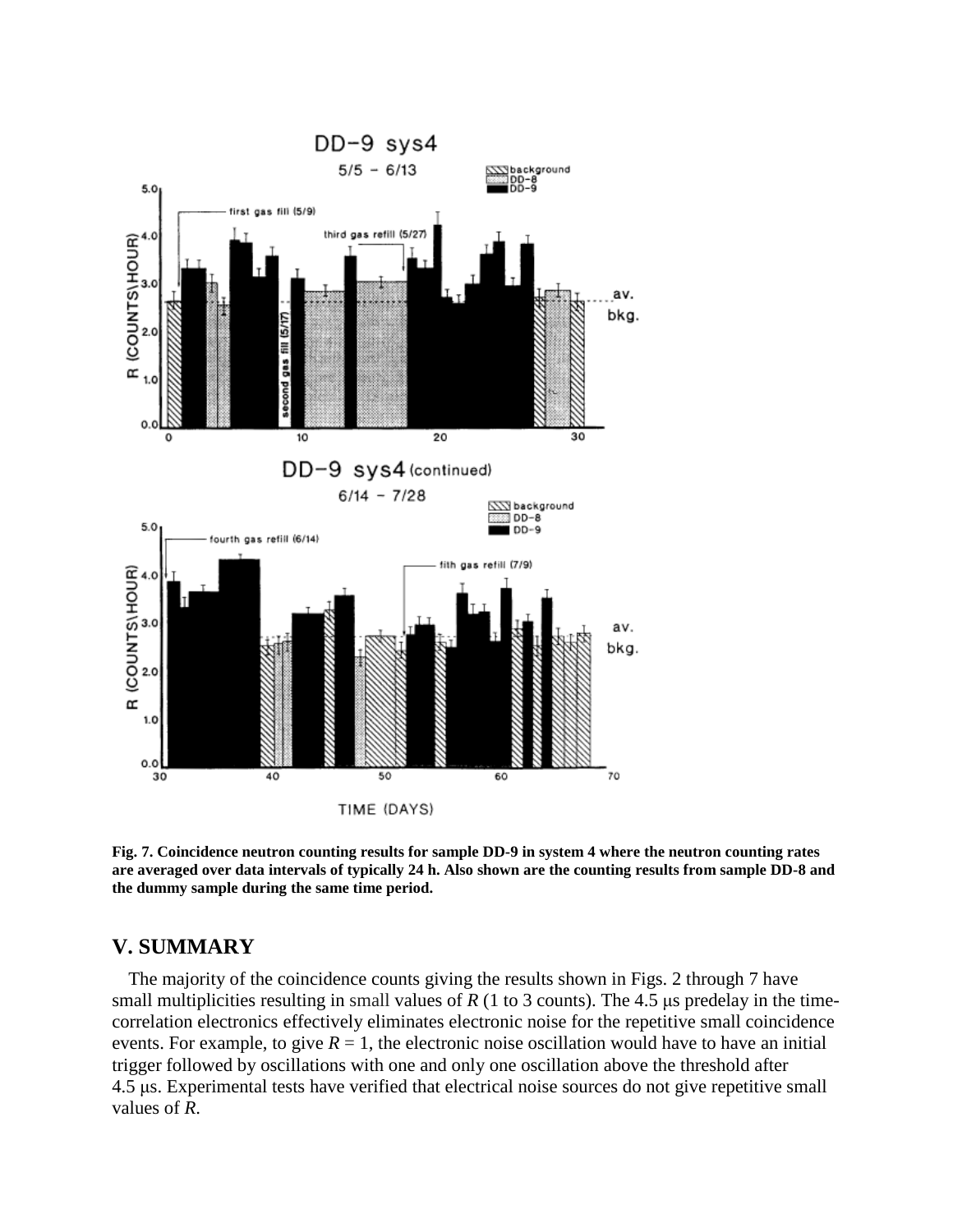**Fig. 7. Coincidence neutron counting results for sample DD-9 in system 4 where the neutron counting rates are averaged over data intervals of typically 24 h. Also shown are the counting results from sample DD-8 and the dummy sample during the same time period.**

## V. SUMMARY

The majority of the coincidence counts giving the results shown in Figs. 2 through 7 have small multiplicities resulting in small values of $R$ (1 to 3 counts). The 4.5 μs predelay in the time-correlation electronics effectively eliminates electronic noise for the repetitive small coincidence events. For example, to give $R = 1$, the electronic noise oscillation would have to have an initial trigger followed by oscillations with one and only one oscillation above the threshold after 4.5 μs. Experimental tests have verified that electrical noise sources do not give repetitive small values of $R$.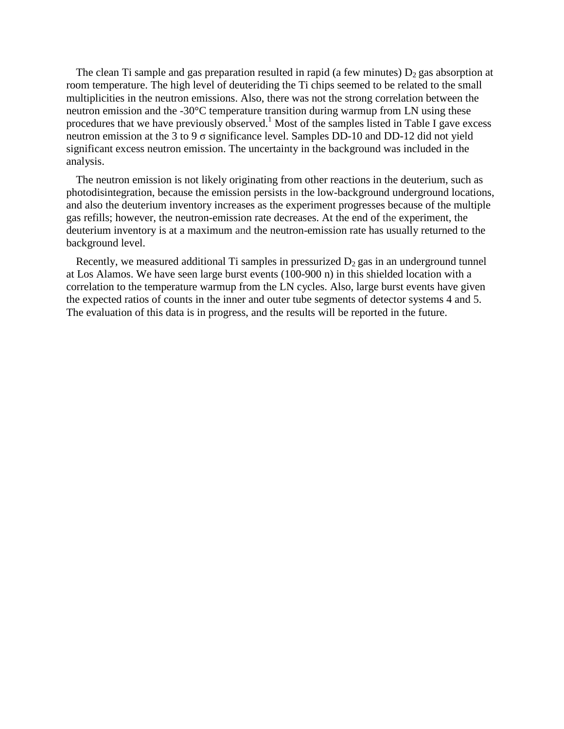The clean Ti sample and gas preparation resulted in rapid (a few minutes) $D_2$ gas absorption at room temperature. The high level of deuteriding the Ti chips seemed to be related to the small multiplicities in the neutron emissions. Also, there was not the strong correlation between the neutron emission and the -30°C temperature transition during warmup from LN using these procedures that we have previously observed.[1] Most of the samples listed in Table I gave excess neutron emission at the 3 to 9 $\sigma$ significance level. Samples DD-10 and DD-12 did not yield significant excess neutron emission. The uncertainty in the background was included in the analysis.

The neutron emission is not likely originating from other reactions in the deuterium, such as photodisintegration, because the emission persists in the low-background underground locations, and also the deuterium inventory increases as the experiment progresses because of the multiple gas refills; however, the neutron-emission rate decreases. At the end of the experiment, the deuterium inventory is at a maximum and the neutron-emission rate has usually returned to the background level.

Recently, we measured additional Ti samples in pressurized $D_2$ gas in an underground tunnel at Los Alamos. We have seen large burst events (100-900 n) in this shielded location with a correlation to the temperature warmup from the LN cycles. Also, large burst events have given the expected ratios of counts in the inner and outer tube segments of detector systems 4 and 5. The evaluation of this data is in progress, and the results will be reported in the future.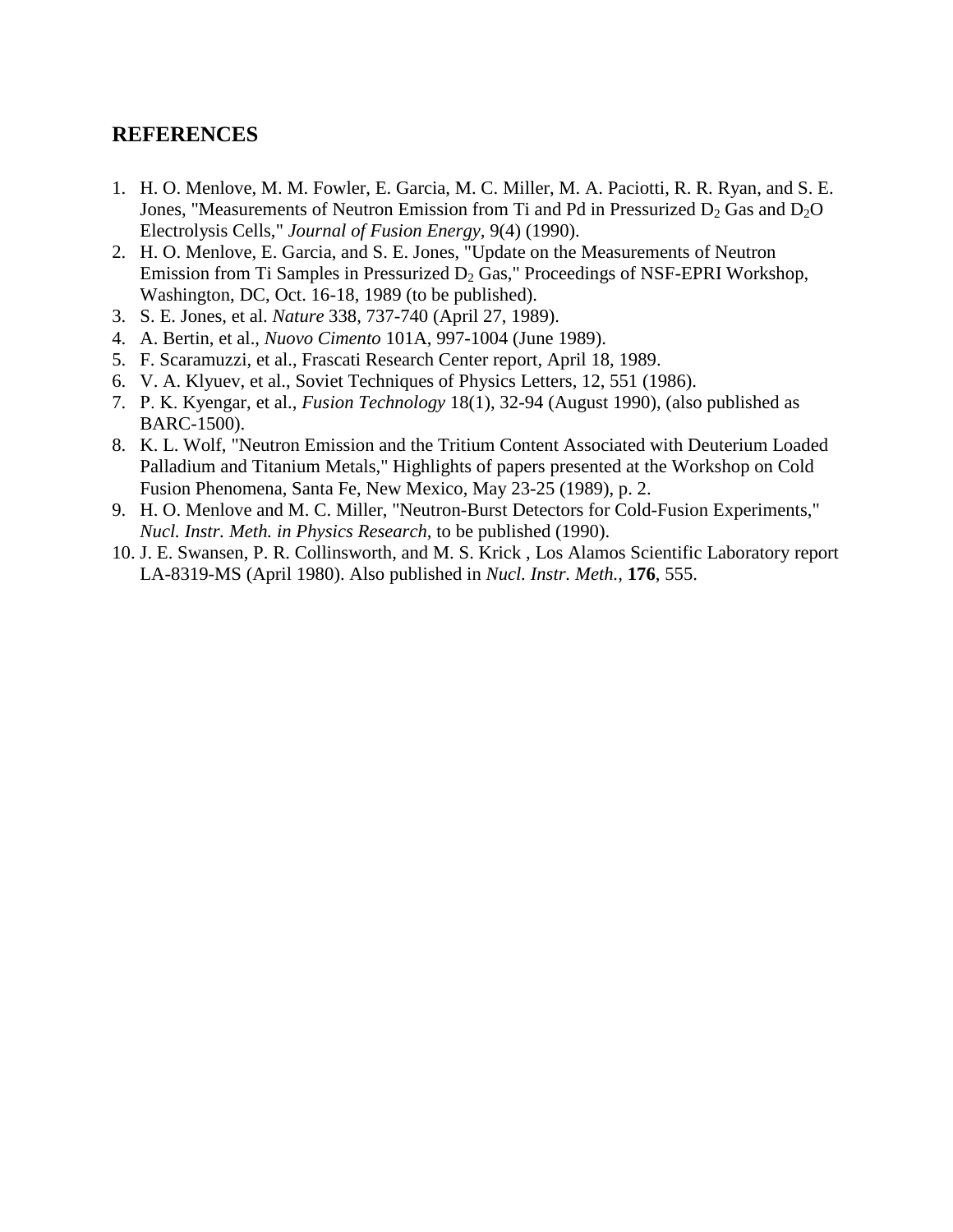## REFERENCES

1. H. O. Menlove, M. M. Fowler, E. Garcia, M. C. Miller, M. A. Paciotti, R. R. Ryan, and S. E. Jones, "Measurements of Neutron Emission from Ti and Pd in Pressurized $D_2$ Gas and $D_2O$ Electrolysis Cells," *Journal of Fusion Energy*, 9(4) (1990).
2. H. O. Menlove, E. Garcia, and S. E. Jones, "Update on the Measurements of Neutron Emission from Ti Samples in Pressurized $D_2$ Gas," Proceedings of NSF-EPRI Workshop, Washington, DC, Oct. 16-18, 1989 (to be published).
3. S. E. Jones, et al. *Nature* 338, 737-740 (April 27, 1989).
4. A. Bertin, et al., *Nuovo Cimento* 101A, 997-1004 (June 1989).
5. F. Scaramuzzi, et al., Frascati Research Center report, April 18, 1989.
6. V. A. Klyuev, et al., Soviet Techniques of Physics Letters, 12, 551 (1986).
7. P. K. Kyengar, et al., *Fusion Technology* 18(1), 32-94 (August 1990), (also published as BARC-1500).
8. K. L. Wolf, "Neutron Emission and the Tritium Content Associated with Deuterium Loaded Palladium and Titanium Metals," Highlights of papers presented at the Workshop on Cold Fusion Phenomena, Santa Fe, New Mexico, May 23-25 (1989), p. 2.
9. H. O. Menlove and M. C. Miller, "Neutron-Burst Detectors for Cold-Fusion Experiments," *Nucl. Instr. Meth. in Physics Research*, to be published (1990).
10. J. E. Swansen, P. R. Collinsworth, and M. S. Krick , Los Alamos Scientific Laboratory report LA-8319-MS (April 1980). Also published in *Nucl. Instr. Meth.*, **176**, 555.